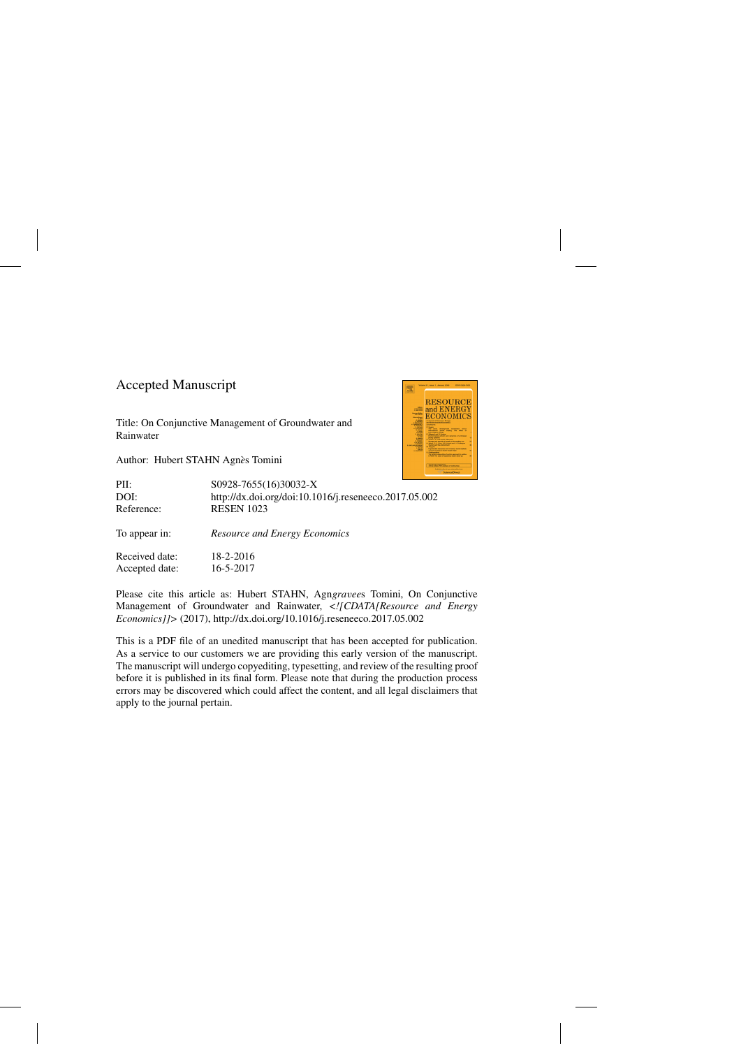# Accepted Manuscript

Title: On Conjunctive Management of Groundwater and Rainwater

Author: Hubert STAHN Agnès Tomini

| | |
|---|---|
| PII: | S0928-7655(16)30032-X |
| DOI: | http://dx.doi.org/doi:10.1016/j.reseneeco.2017.05.002 |
| Reference: | RESEN 1023 |
| To appear in: | *Resource and Energy Economics* |
| Received date: | 18-2-2016 |
| Accepted date: | 16-5-2017 |

Please cite this article as: Hubert STAHN, Agn*gravee*s Tomini, On Conjunctive Management of Groundwater and Rainwater, *<![CDATA[Resource and Energy Economics]]>* (2017), http://dx.doi.org/10.1016/j.reseneeco.2017.05.002

This is a PDF file of an unedited manuscript that has been accepted for publication. As a service to our customers we are providing this early version of the manuscript. The manuscript will undergo copyediting, typesetting, and review of the resulting proof before it is published in its final form. Please note that during the production process errors may be discovered which could affect the content, and all legal disclaimers that apply to the journal pertain.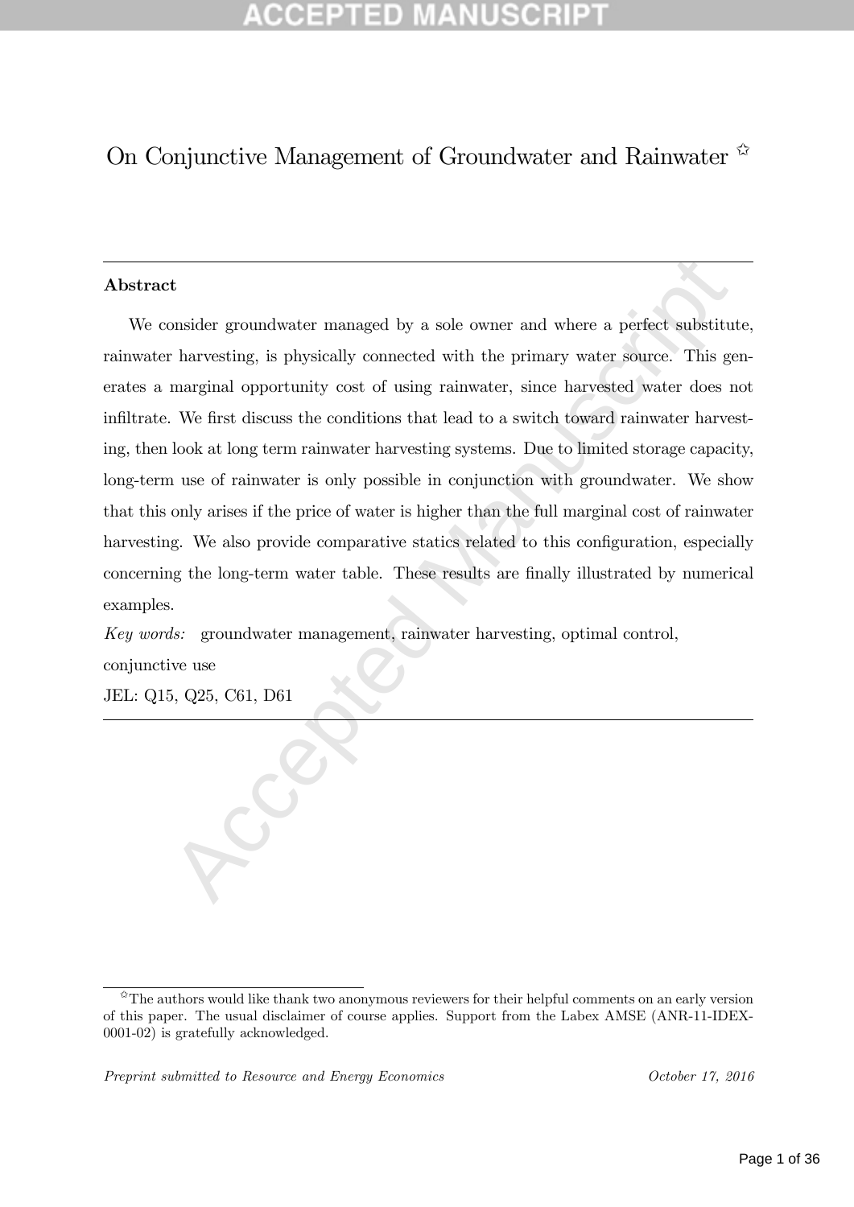# On Conjunctive Management of Groundwater and Rainwater ✩

---

**Abstract**

We consider groundwater managed by a sole owner and where a perfect substitute, rainwater harvesting, is physically connected with the primary water source. This generates a marginal opportunity cost of using rainwater, since harvested water does not infiltrate. We first discuss the conditions that lead to a switch toward rainwater harvesting, then look at long term rainwater harvesting systems. Due to limited storage capacity, long-term use of rainwater is only possible in conjunction with groundwater. We show that this only arises if the price of water is higher than the full marginal cost of rainwater harvesting. We also provide comparative statics related to this configuration, especially concerning the long-term water table. These results are finally illustrated by numerical examples.

*Key words:* groundwater management, rainwater harvesting, optimal control, conjunctive use

JEL: Q15, Q25, C61, D61

---

✩The authors would like thank two anonymous reviewers for their helpful comments on an early version of this paper. The usual disclaimer of course applies. Support from the Labex AMSE (ANR-11-IDEX-0001-02) is gratefully acknowledged.

*Preprint submitted to Resource and Energy Economics* *October 17, 2016*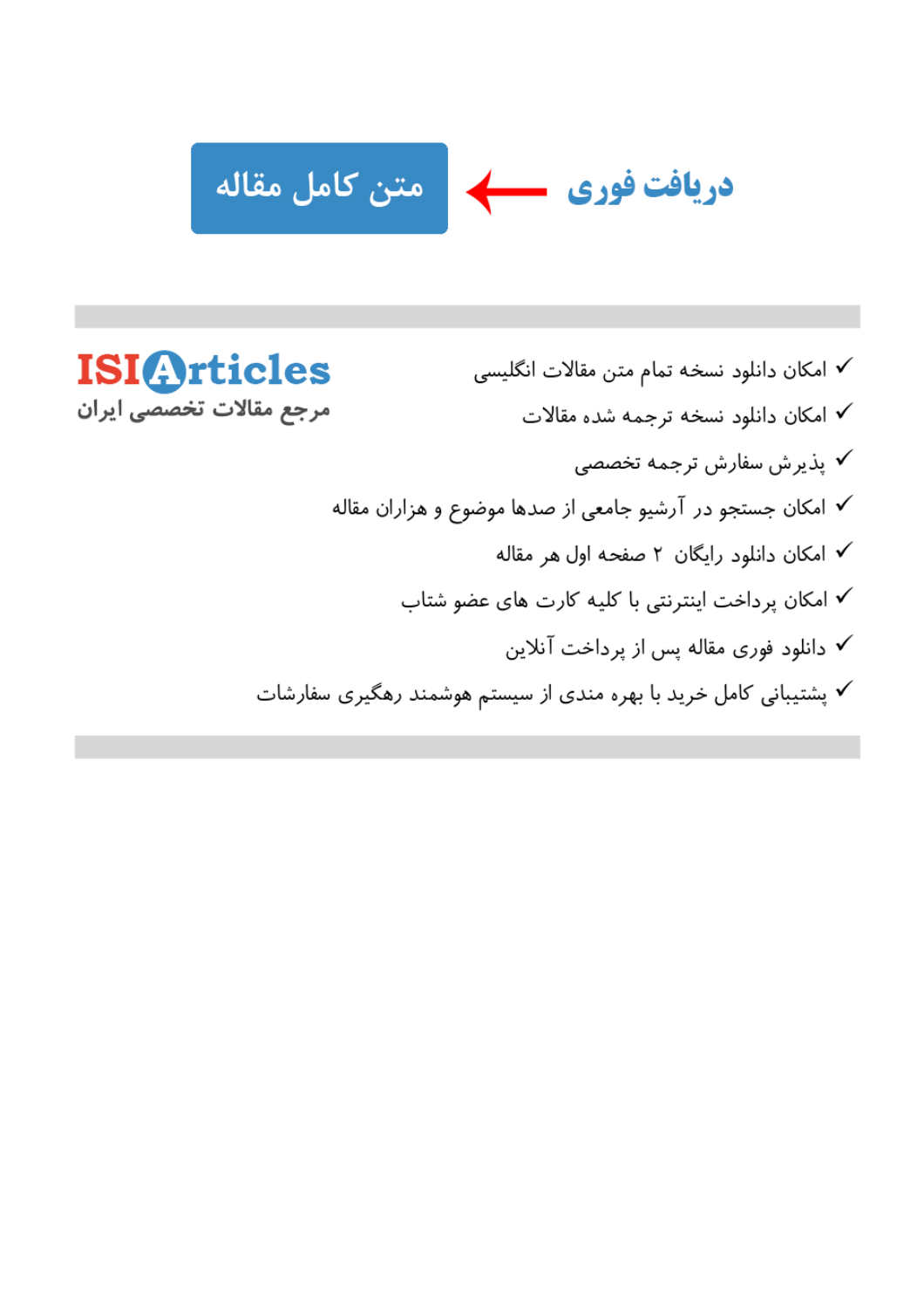دریافت فوری ← **متن کامل مقاله**

**ISIArticles**
مرجع مقالات تخصصی ایران

- ✓ امکان دانلود نسخه تمام متن مقالات انگلیسی
- ✓ امکان دانلود نسخه ترجمه شده مقالات
- ✓ پذیرش سفارش ترجمه تخصصی
- ✓ امکان جستجو در آرشیو جامعی از صدها موضوع و هزاران مقاله
- ✓ امکان دانلود رایگان ۲ صفحه اول هر مقاله
- ✓ امکان پرداخت اینترنتی با کلیه کارت های عضو شتاب
- ✓ دانلود فوری مقاله پس از پرداخت آنلاین
- ✓ پشتیبانی کامل خرید با بهره مندی از سیستم هوشمند رهگیری سفارشات